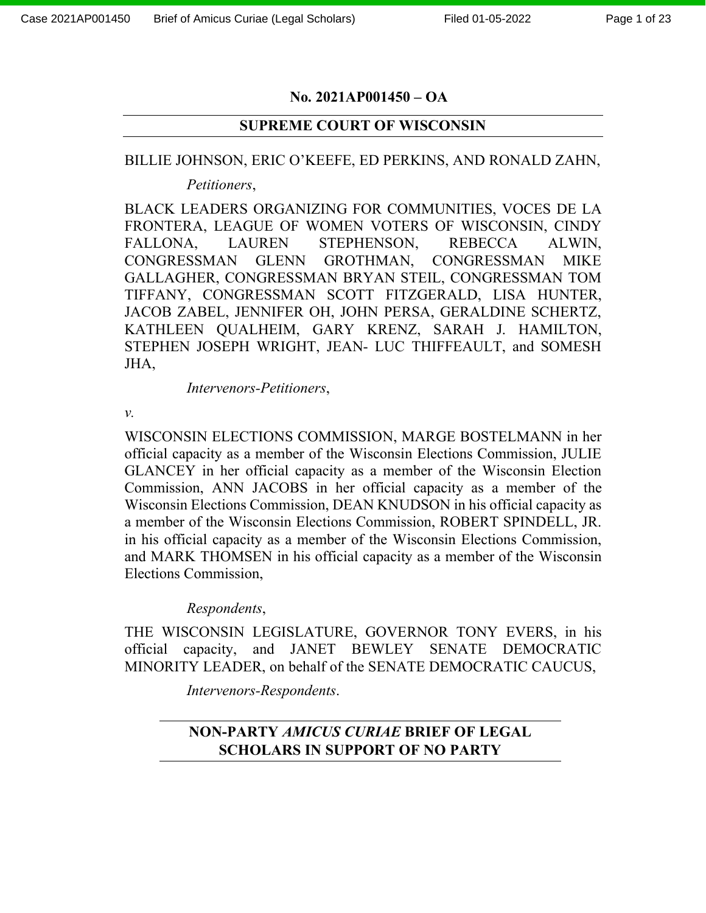**No. 2021AP001450 – OA**

---

**SUPREME COURT OF WISCONSIN**

---

BILLIE JOHNSON, ERIC O'KEEFE, ED PERKINS, AND RONALD ZAHN,

*Petitioners*,

BLACK LEADERS ORGANIZING FOR COMMUNITIES, VOCES DE LA FRONTERA, LEAGUE OF WOMEN VOTERS OF WISCONSIN, CINDY FALLONA, LAUREN STEPHENSON, REBECCA ALWIN, CONGRESSMAN GLENN GROTHMAN, CONGRESSMAN MIKE GALLAGHER, CONGRESSMAN BRYAN STEIL, CONGRESSMAN TOM TIFFANY, CONGRESSMAN SCOTT FITZGERALD, LISA HUNTER, JACOB ZABEL, JENNIFER OH, JOHN PERSA, GERALDINE SCHERTZ, KATHLEEN QUALHEIM, GARY KRENZ, SARAH J. HAMILTON, STEPHEN JOSEPH WRIGHT, JEAN- LUC THIFFEAULT, and SOMESH JHA,

*Intervenors-Petitioners*,

*v.*

WISCONSIN ELECTIONS COMMISSION, MARGE BOSTELMANN in her official capacity as a member of the Wisconsin Elections Commission, JULIE GLANCEY in her official capacity as a member of the Wisconsin Election Commission, ANN JACOBS in her official capacity as a member of the Wisconsin Elections Commission, DEAN KNUDSON in his official capacity as a member of the Wisconsin Elections Commission, ROBERT SPINDELL, JR. in his official capacity as a member of the Wisconsin Elections Commission, and MARK THOMSEN in his official capacity as a member of the Wisconsin Elections Commission,

*Respondents*,

THE WISCONSIN LEGISLATURE, GOVERNOR TONY EVERS, in his official capacity, and JANET BEWLEY SENATE DEMOCRATIC MINORITY LEADER, on behalf of the SENATE DEMOCRATIC CAUCUS,

*Intervenors-Respondents*.

---

**NON-PARTY *AMICUS CURIAE* BRIEF OF LEGAL SCHOLARS IN SUPPORT OF NO PARTY**

---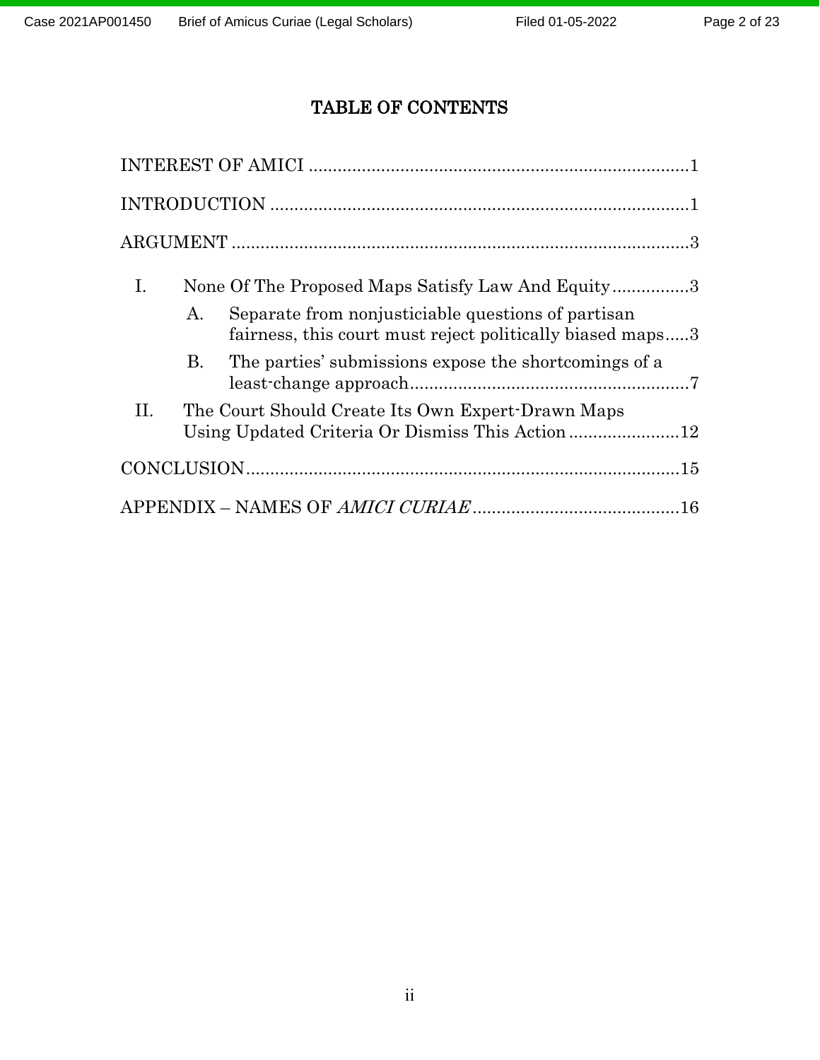# TABLE OF CONTENTS

INTEREST OF AMICI ............................................................................... 1

INTRODUCTION ....................................................................................... 1

ARGUMENT ............................................................................................... 3

- I. None Of The Proposed Maps Satisfy Law And Equity ................ 3
  - A. Separate from nonjusticiable questions of partisan fairness, this court must reject politically biased maps ..... 3
  - B. The parties' submissions expose the shortcomings of a least-change approach .......................................................... 7
- II. The Court Should Create Its Own Expert-Drawn Maps Using Updated Criteria Or Dismiss This Action ....................... 12

CONCLUSION .......................................................................................... 15

APPENDIX – NAMES OF *AMICI CURIAE* ........................................... 16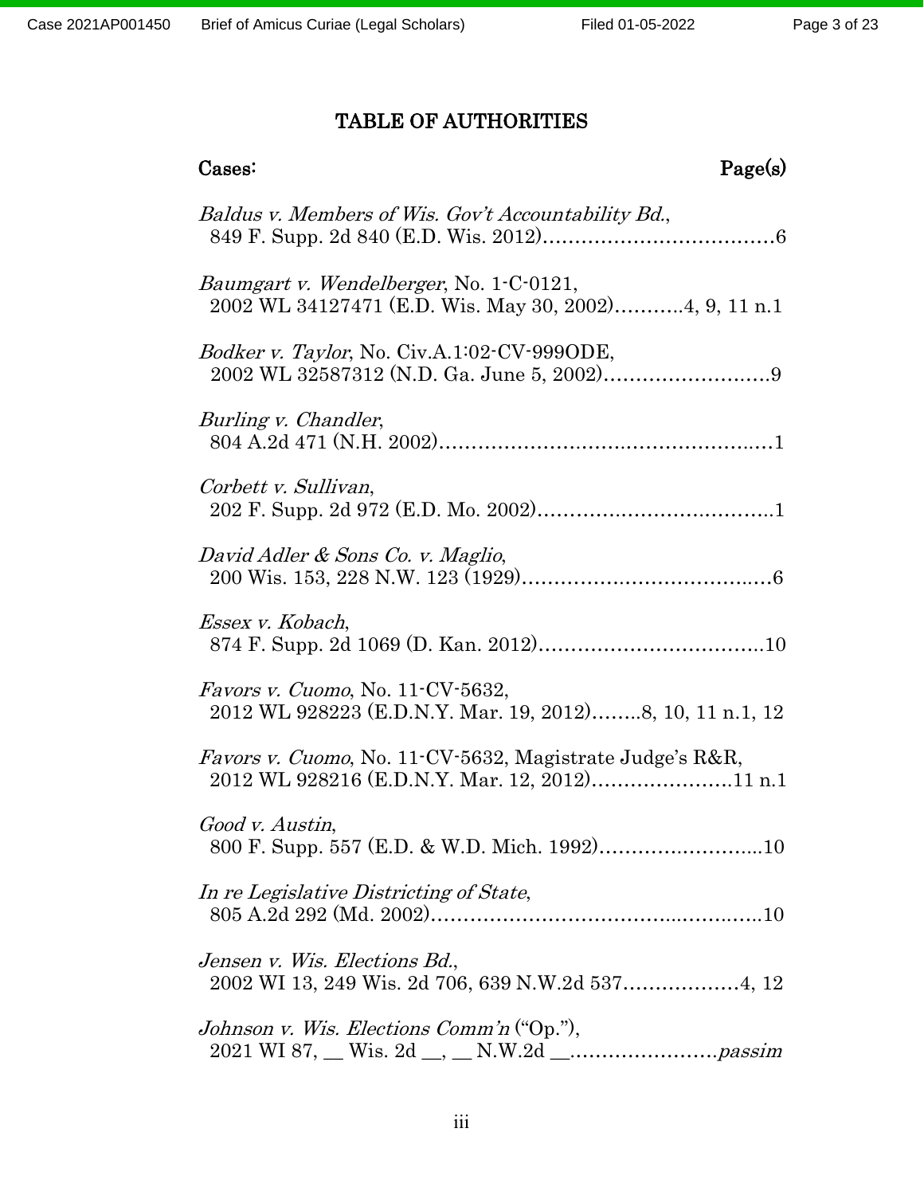# TABLE OF AUTHORITIES

**Cases:** **Page(s)**

*Baldus v. Members of Wis. Gov't Accountability Bd.*, 849 F. Supp. 2d 840 (E.D. Wis. 2012)....................................6

*Baumgart v. Wendelberger*, No. 1-C-0121, 2002 WL 34127471 (E.D. Wis. May 30, 2002)...........4, 9, 11 n.1

*Bodker v. Taylor*, No. Civ.A.1:02-CV-999ODE, 2002 WL 32587312 (N.D. Ga. June 5, 2002)..........................9

*Burling v. Chandler*, 804 A.2d 471 (N.H. 2002)....................................................1

*Corbett v. Sullivan*, 202 F. Supp. 2d 972 (E.D. Mo. 2002).....................................1

*David Adler & Sons Co. v. Maglio*, 200 Wis. 153, 228 N.W. 123 (1929).......................................6

*Essex v. Kobach*, 874 F. Supp. 2d 1069 (D. Kan. 2012)...................................10

*Favors v. Cuomo*, No. 11-CV-5632, 2012 WL 928223 (E.D.N.Y. Mar. 19, 2012)........8, 10, 11 n.1, 12

*Favors v. Cuomo*, No. 11-CV-5632, Magistrate Judge's R&R, 2012 WL 928216 (E.D.N.Y. Mar. 12, 2012)......................11 n.1

*Good v. Austin*, 800 F. Supp. 557 (E.D. & W.D. Mich. 1992).........................10

*In re Legislative Districting of State*, 805 A.2d 292 (Md. 2002).................................................10

*Jensen v. Wis. Elections Bd.*, 2002 WI 13, 249 Wis. 2d 706, 639 N.W.2d 537..................4, 12

*Johnson v. Wis. Elections Comm'n* ("Op."), 2021 WI 87, __ Wis. 2d __, __ N.W.2d __.......................*passim*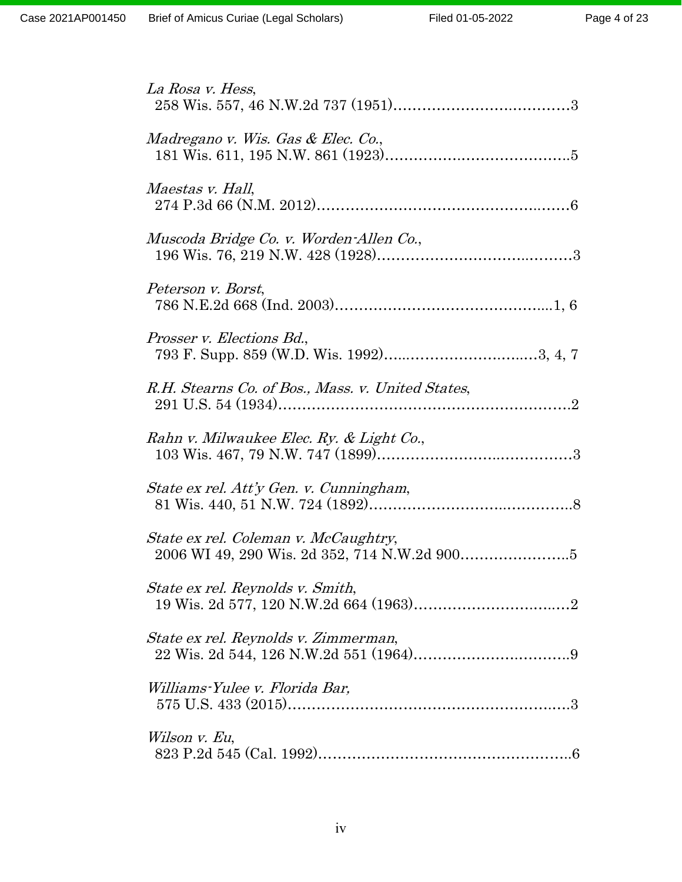*La Rosa v. Hess*,
258 Wis. 557, 46 N.W.2d 737 (1951)……………………….………3

*Madregano v. Wis. Gas & Elec. Co.*,
181 Wis. 611, 195 N.W. 861 (1923)………………………………..5

*Maestas v. Hall*,
274 P.3d 66 (N.M. 2012)……………………………………..……6

*Muscoda Bridge Co. v. Worden-Allen Co.*,
196 Wis. 76, 219 N.W. 428 (1928)…………………………..………3

*Peterson v. Borst*,
786 N.E.2d 668 (Ind. 2003)……………………………………....1, 6

*Prosser v. Elections Bd.*,
793 F. Supp. 859 (W.D. Wis. 1992)…...…………………….…3, 4, 7

*R.H. Stearns Co. of Bos., Mass. v. United States*,
291 U.S. 54 (1934)……………………………………………………2

*Rahn v. Milwaukee Elec. Ry. & Light Co.*,
103 Wis. 467, 79 N.W. 747 (1899)…………………….…………3

*State ex rel. Att'y Gen. v. Cunningham*,
81 Wis. 440, 51 N.W. 724 (1892)…………………….…………..8

*State ex rel. Coleman v. McCaughtry*,
2006 WI 49, 290 Wis. 2d 352, 714 N.W.2d 900…………………..5

*State ex rel. Reynolds v. Smith*,
19 Wis. 2d 577, 120 N.W.2d 664 (1963)…………………….……2

*State ex rel. Reynolds v. Zimmerman*,
22 Wis. 2d 544, 126 N.W.2d 551 (1964)……………………….….9

*Williams-Yulee v. Florida Bar*,
575 U.S. 433 (2015)…………………………………………….….3

*Wilson v. Eu*,
823 P.2d 545 (Cal. 1992)……………………………………….….6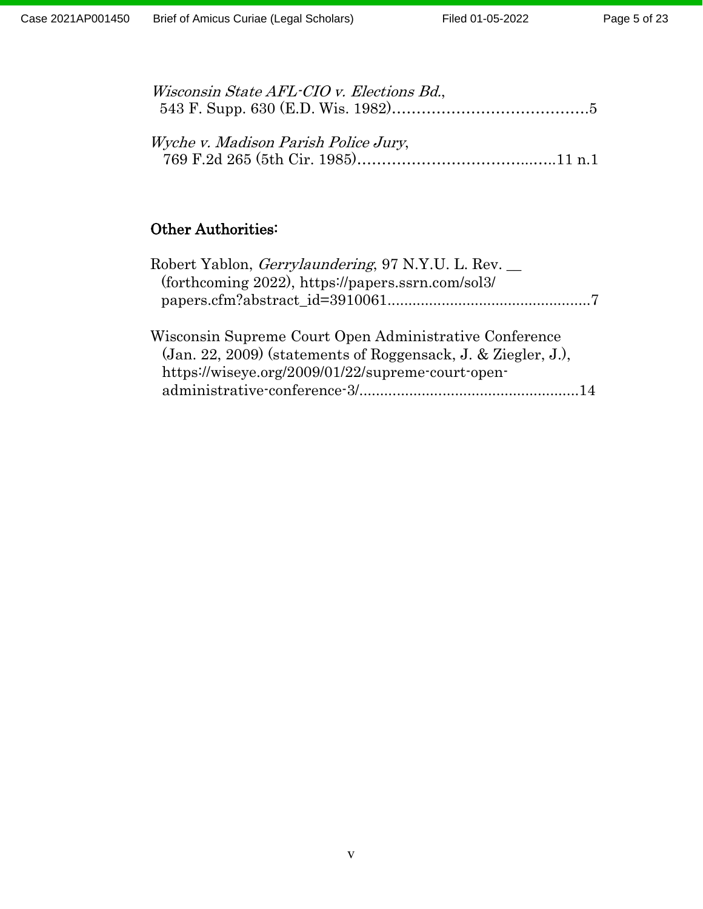*Wisconsin State AFL-CIO v. Elections Bd.*,
543 F. Supp. 630 (E.D. Wis. 1982)........................................5

*Wyche v. Madison Parish Police Jury*,
769 F.2d 265 (5th Cir. 1985)........................................11 n.1

## Other Authorities:

Robert Yablon, *Gerrylaundering*, 97 N.Y.U. L. Rev. __ (forthcoming 2022), https://papers.ssrn.com/sol3/papers.cfm?abstract_id=3910061.................................................7

Wisconsin Supreme Court Open Administrative Conference (Jan. 22, 2009) (statements of Roggensack, J. & Ziegler, J.), https://wiseye.org/2009/01/22/supreme-court-open-administrative-conference-3/.....................................................14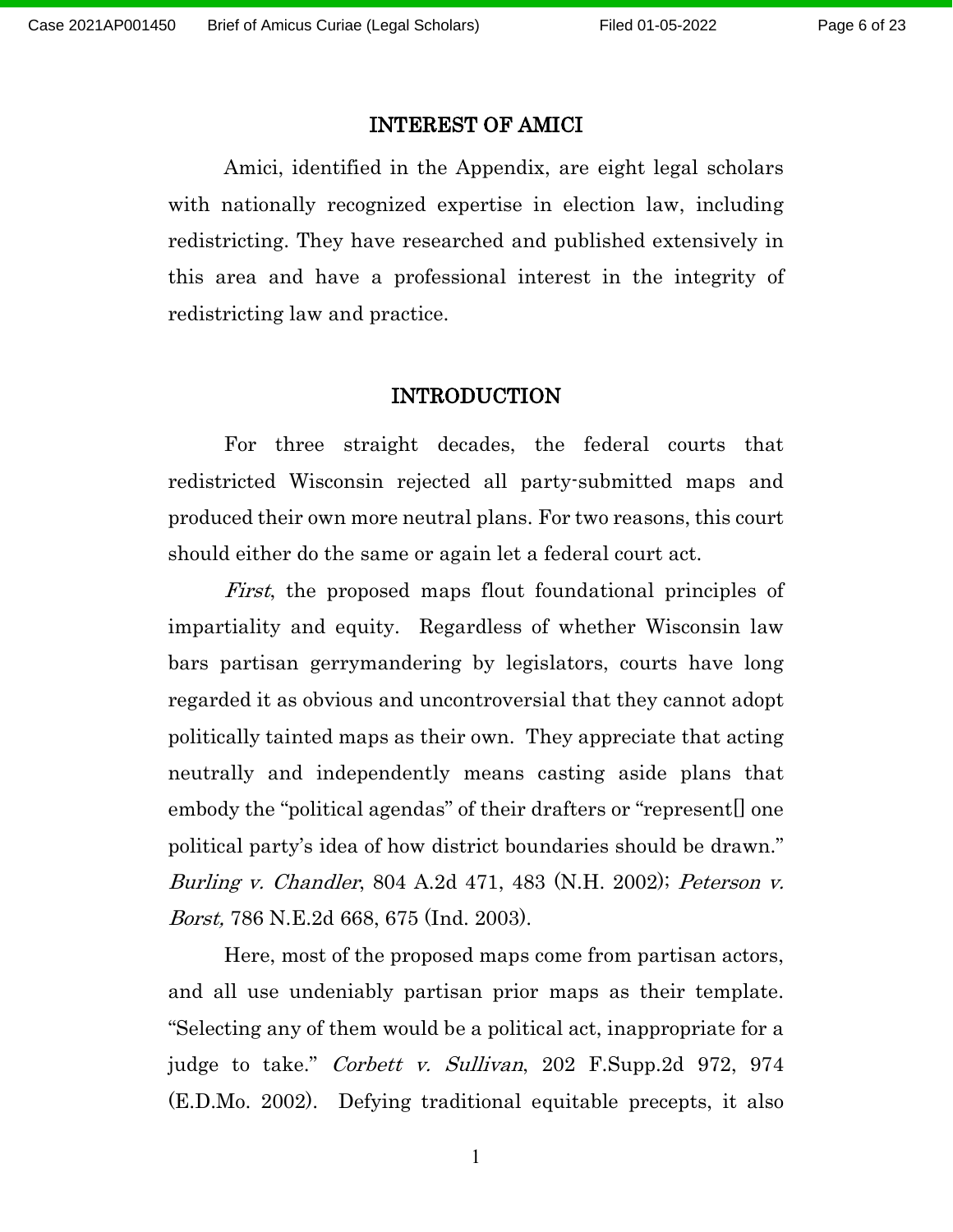## INTEREST OF AMICI

Amici, identified in the Appendix, are eight legal scholars with nationally recognized expertise in election law, including redistricting. They have researched and published extensively in this area and have a professional interest in the integrity of redistricting law and practice.

## INTRODUCTION

For three straight decades, the federal courts that redistricted Wisconsin rejected all party-submitted maps and produced their own more neutral plans. For two reasons, this court should either do the same or again let a federal court act.

*First*, the proposed maps flout foundational principles of impartiality and equity. Regardless of whether Wisconsin law bars partisan gerrymandering by legislators, courts have long regarded it as obvious and uncontroversial that they cannot adopt politically tainted maps as their own. They appreciate that acting neutrally and independently means casting aside plans that embody the "political agendas" of their drafters or "represent[] one political party's idea of how district boundaries should be drawn." *Burling v. Chandler*, 804 A.2d 471, 483 (N.H. 2002); *Peterson v. Borst,* 786 N.E.2d 668, 675 (Ind. 2003).

Here, most of the proposed maps come from partisan actors, and all use undeniably partisan prior maps as their template. "Selecting any of them would be a political act, inappropriate for a judge to take." *Corbett v. Sullivan*, 202 F.Supp.2d 972, 974 (E.D.Mo. 2002). Defying traditional equitable precepts, it also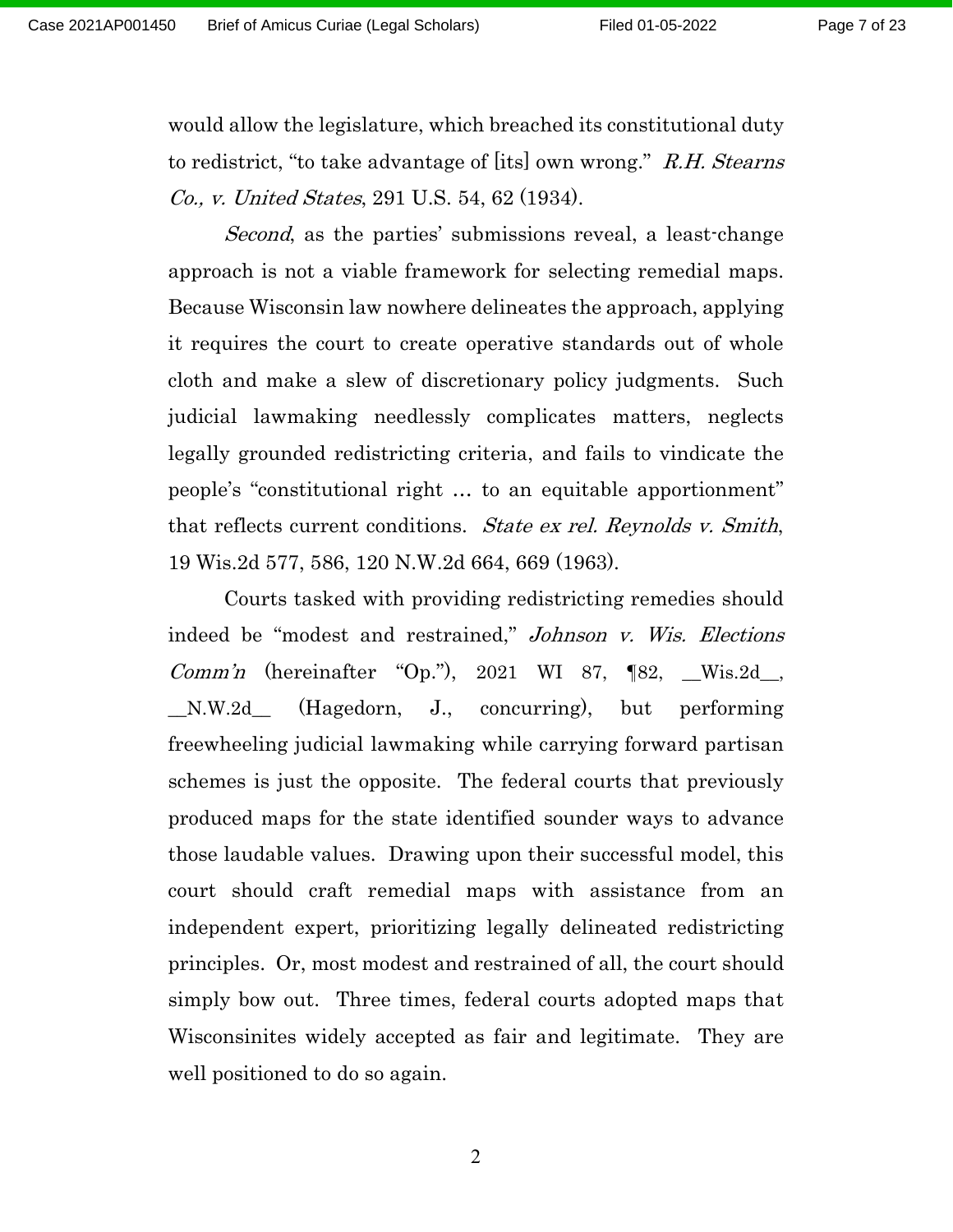would allow the legislature, which breached its constitutional duty to redistrict, "to take advantage of [its] own wrong." *R.H. Stearns Co., v. United States*, 291 U.S. 54, 62 (1934).

*Second*, as the parties' submissions reveal, a least-change approach is not a viable framework for selecting remedial maps. Because Wisconsin law nowhere delineates the approach, applying it requires the court to create operative standards out of whole cloth and make a slew of discretionary policy judgments. Such judicial lawmaking needlessly complicates matters, neglects legally grounded redistricting criteria, and fails to vindicate the people's "constitutional right … to an equitable apportionment" that reflects current conditions. *State ex rel. Reynolds v. Smith*, 19 Wis.2d 577, 586, 120 N.W.2d 664, 669 (1963).

Courts tasked with providing redistricting remedies should indeed be "modest and restrained," *Johnson v. Wis. Elections Comm'n* (hereinafter "Op."), 2021 WI 87, ¶82, __Wis.2d__, __N.W.2d__ (Hagedorn, J., concurring), but performing freewheeling judicial lawmaking while carrying forward partisan schemes is just the opposite. The federal courts that previously produced maps for the state identified sounder ways to advance those laudable values. Drawing upon their successful model, this court should craft remedial maps with assistance from an independent expert, prioritizing legally delineated redistricting principles. Or, most modest and restrained of all, the court should simply bow out. Three times, federal courts adopted maps that Wisconsinites widely accepted as fair and legitimate. They are well positioned to do so again.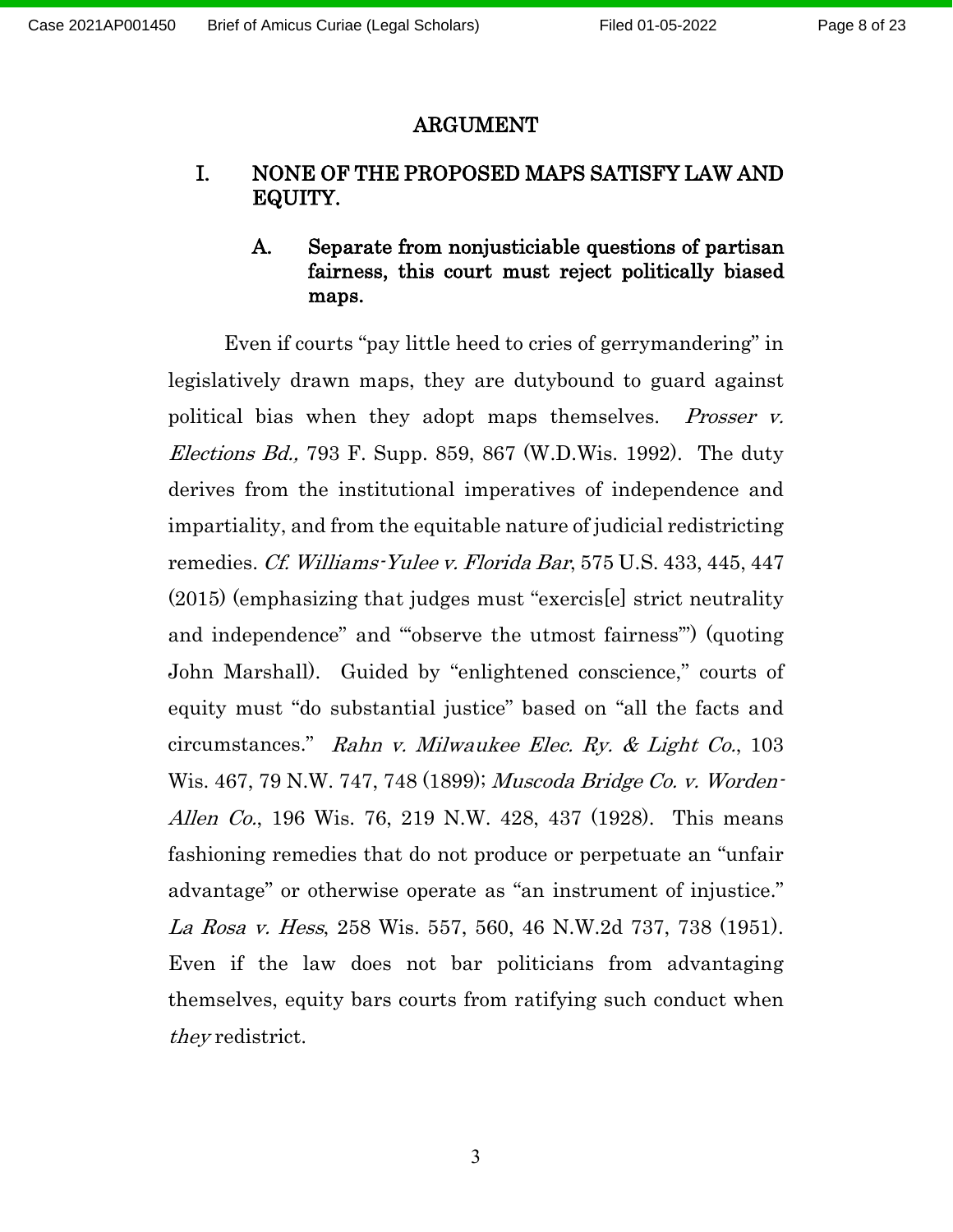## ARGUMENT

### I. NONE OF THE PROPOSED MAPS SATISFY LAW AND EQUITY.

#### A. Separate from nonjusticiable questions of partisan fairness, this court must reject politically biased maps.

Even if courts "pay little heed to cries of gerrymandering" in legislatively drawn maps, they are dutybound to guard against political bias when they adopt maps themselves. *Prosser v. Elections Bd.,* 793 F. Supp. 859, 867 (W.D.Wis. 1992). The duty derives from the institutional imperatives of independence and impartiality, and from the equitable nature of judicial redistricting remedies. *Cf. Williams-Yulee v. Florida Bar*, 575 U.S. 433, 445, 447 (2015) (emphasizing that judges must "exercis[e] strict neutrality and independence" and "'observe the utmost fairness'") (quoting John Marshall). Guided by "enlightened conscience," courts of equity must "do substantial justice" based on "all the facts and circumstances." *Rahn v. Milwaukee Elec. Ry. & Light Co.*, 103 Wis. 467, 79 N.W. 747, 748 (1899); *Muscoda Bridge Co. v. Worden-Allen Co.*, 196 Wis. 76, 219 N.W. 428, 437 (1928). This means fashioning remedies that do not produce or perpetuate an "unfair advantage" or otherwise operate as "an instrument of injustice." *La Rosa v. Hess*, 258 Wis. 557, 560, 46 N.W.2d 737, 738 (1951). Even if the law does not bar politicians from advantaging themselves, equity bars courts from ratifying such conduct when *they* redistrict.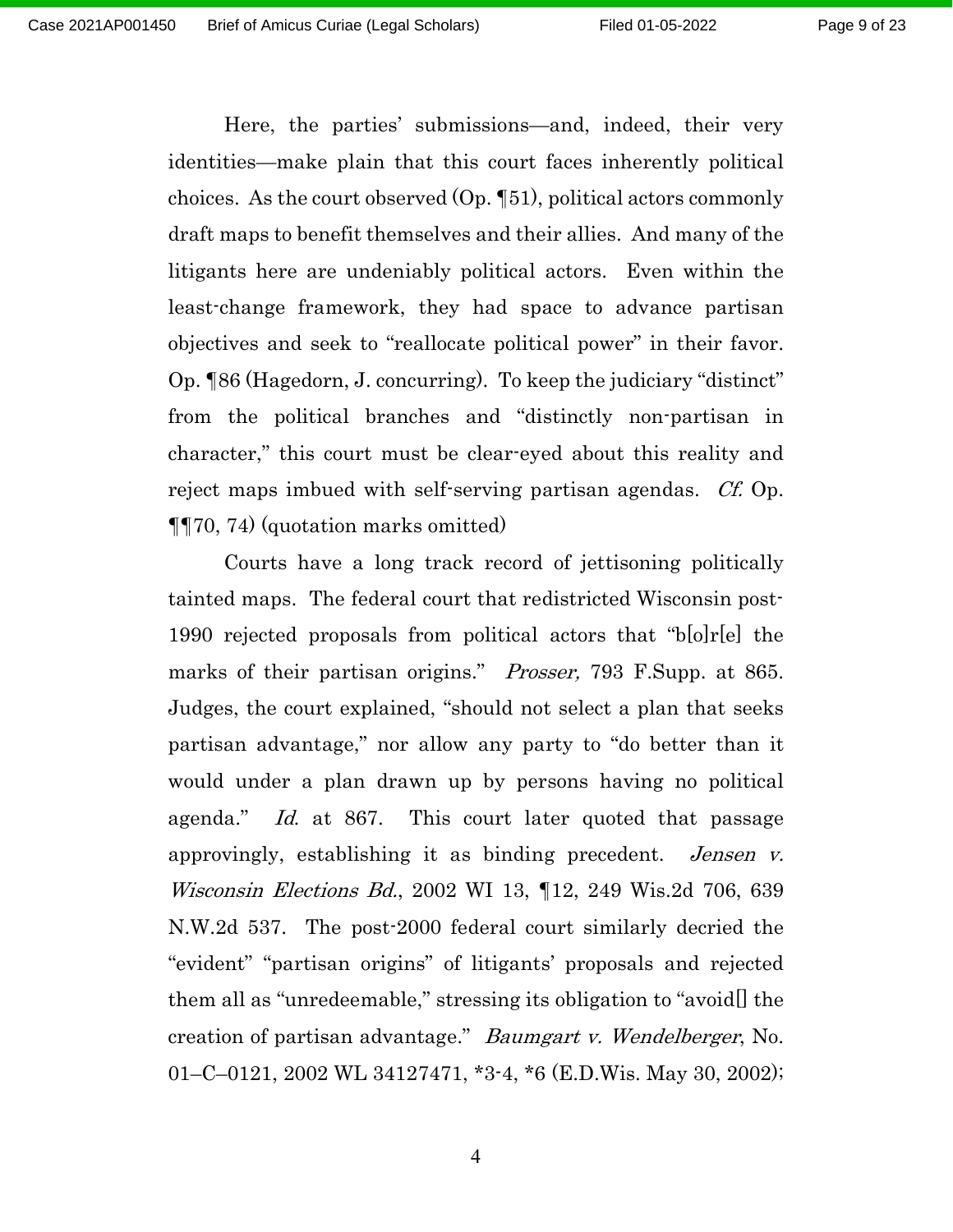Here, the parties' submissions—and, indeed, their very identities—make plain that this court faces inherently political choices. As the court observed (Op. ¶51), political actors commonly draft maps to benefit themselves and their allies. And many of the litigants here are undeniably political actors. Even within the least-change framework, they had space to advance partisan objectives and seek to "reallocate political power" in their favor. Op. ¶86 (Hagedorn, J. concurring). To keep the judiciary "distinct" from the political branches and "distinctly non-partisan in character," this court must be clear-eyed about this reality and reject maps imbued with self-serving partisan agendas. *Cf.* Op. ¶¶70, 74) (quotation marks omitted)

Courts have a long track record of jettisoning politically tainted maps. The federal court that redistricted Wisconsin post-1990 rejected proposals from political actors that "b[o]r[e] the marks of their partisan origins." *Prosser,* 793 F.Supp. at 865. Judges, the court explained, "should not select a plan that seeks partisan advantage," nor allow any party to "do better than it would under a plan drawn up by persons having no political agenda." *Id.* at 867. This court later quoted that passage approvingly, establishing it as binding precedent. *Jensen v. Wisconsin Elections Bd.*, 2002 WI 13, ¶12, 249 Wis.2d 706, 639 N.W.2d 537. The post-2000 federal court similarly decried the "evident" "partisan origins" of litigants' proposals and rejected them all as "unredeemable," stressing its obligation to "avoid[] the creation of partisan advantage." *Baumgart v. Wendelberger*, No. 01–C–0121, 2002 WL 34127471, *3-4, *6 (E.D.Wis. May 30, 2002);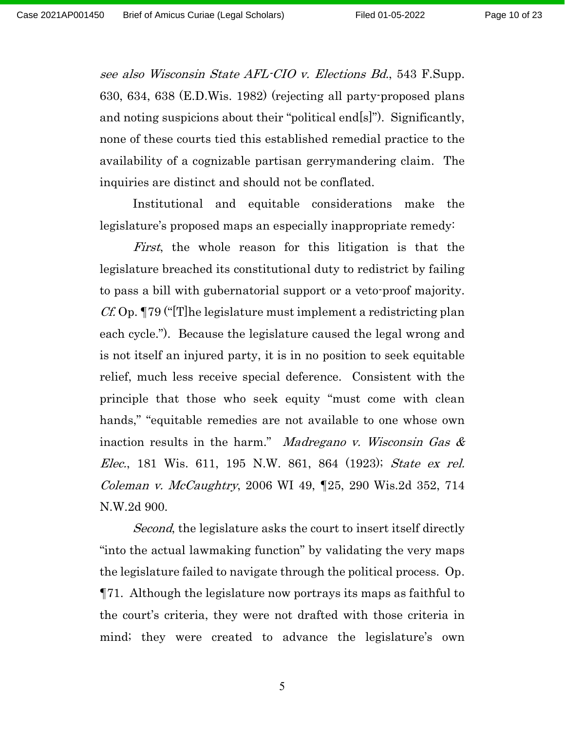*see also Wisconsin State AFL-CIO v. Elections Bd.*, 543 F.Supp. 630, 634, 638 (E.D.Wis. 1982) (rejecting all party-proposed plans and noting suspicions about their "political end[s]"). Significantly, none of these courts tied this established remedial practice to the availability of a cognizable partisan gerrymandering claim. The inquiries are distinct and should not be conflated.

Institutional and equitable considerations make the legislature's proposed maps an especially inappropriate remedy:

*First*, the whole reason for this litigation is that the legislature breached its constitutional duty to redistrict by failing to pass a bill with gubernatorial support or a veto-proof majority. *Cf.* Op. ¶79 ("[T]he legislature must implement a redistricting plan each cycle."). Because the legislature caused the legal wrong and is not itself an injured party, it is in no position to seek equitable relief, much less receive special deference. Consistent with the principle that those who seek equity "must come with clean hands," "equitable remedies are not available to one whose own inaction results in the harm." *Madregano v. Wisconsin Gas & Elec.*, 181 Wis. 611, 195 N.W. 861, 864 (1923); *State ex rel. Coleman v. McCaughtry*, 2006 WI 49, ¶25, 290 Wis.2d 352, 714 N.W.2d 900.

*Second*, the legislature asks the court to insert itself directly "into the actual lawmaking function" by validating the very maps the legislature failed to navigate through the political process. Op. ¶71. Although the legislature now portrays its maps as faithful to the court's criteria, they were not drafted with those criteria in mind; they were created to advance the legislature's own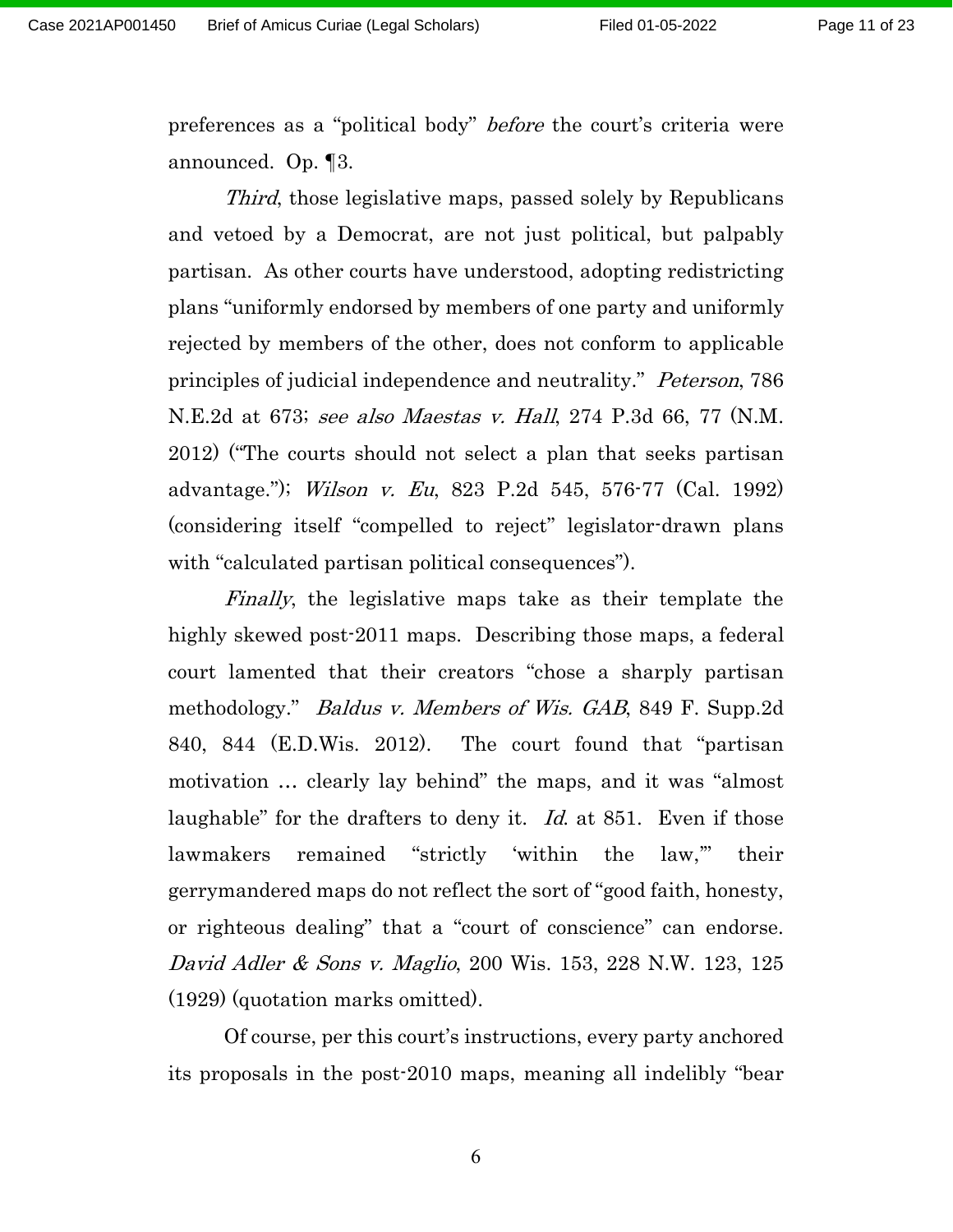preferences as a "political body" *before* the court's criteria were announced. Op. ¶3.

*Third*, those legislative maps, passed solely by Republicans and vetoed by a Democrat, are not just political, but palpably partisan. As other courts have understood, adopting redistricting plans "uniformly endorsed by members of one party and uniformly rejected by members of the other, does not conform to applicable principles of judicial independence and neutrality." *Peterson*, 786 N.E.2d at 673; *see also Maestas v. Hall*, 274 P.3d 66, 77 (N.M. 2012) ("The courts should not select a plan that seeks partisan advantage."); *Wilson v. Eu*, 823 P.2d 545, 576-77 (Cal. 1992) (considering itself "compelled to reject" legislator-drawn plans with "calculated partisan political consequences").

*Finally*, the legislative maps take as their template the highly skewed post-2011 maps. Describing those maps, a federal court lamented that their creators "chose a sharply partisan methodology." *Baldus v. Members of Wis. GAB*, 849 F. Supp.2d 840, 844 (E.D.Wis. 2012). The court found that "partisan motivation … clearly lay behind" the maps, and it was "almost laughable" for the drafters to deny it. *Id.* at 851. Even if those lawmakers remained "strictly 'within the law,'" their gerrymandered maps do not reflect the sort of "good faith, honesty, or righteous dealing" that a "court of conscience" can endorse. *David Adler & Sons v. Maglio*, 200 Wis. 153, 228 N.W. 123, 125 (1929) (quotation marks omitted).

Of course, per this court's instructions, every party anchored its proposals in the post-2010 maps, meaning all indelibly "bear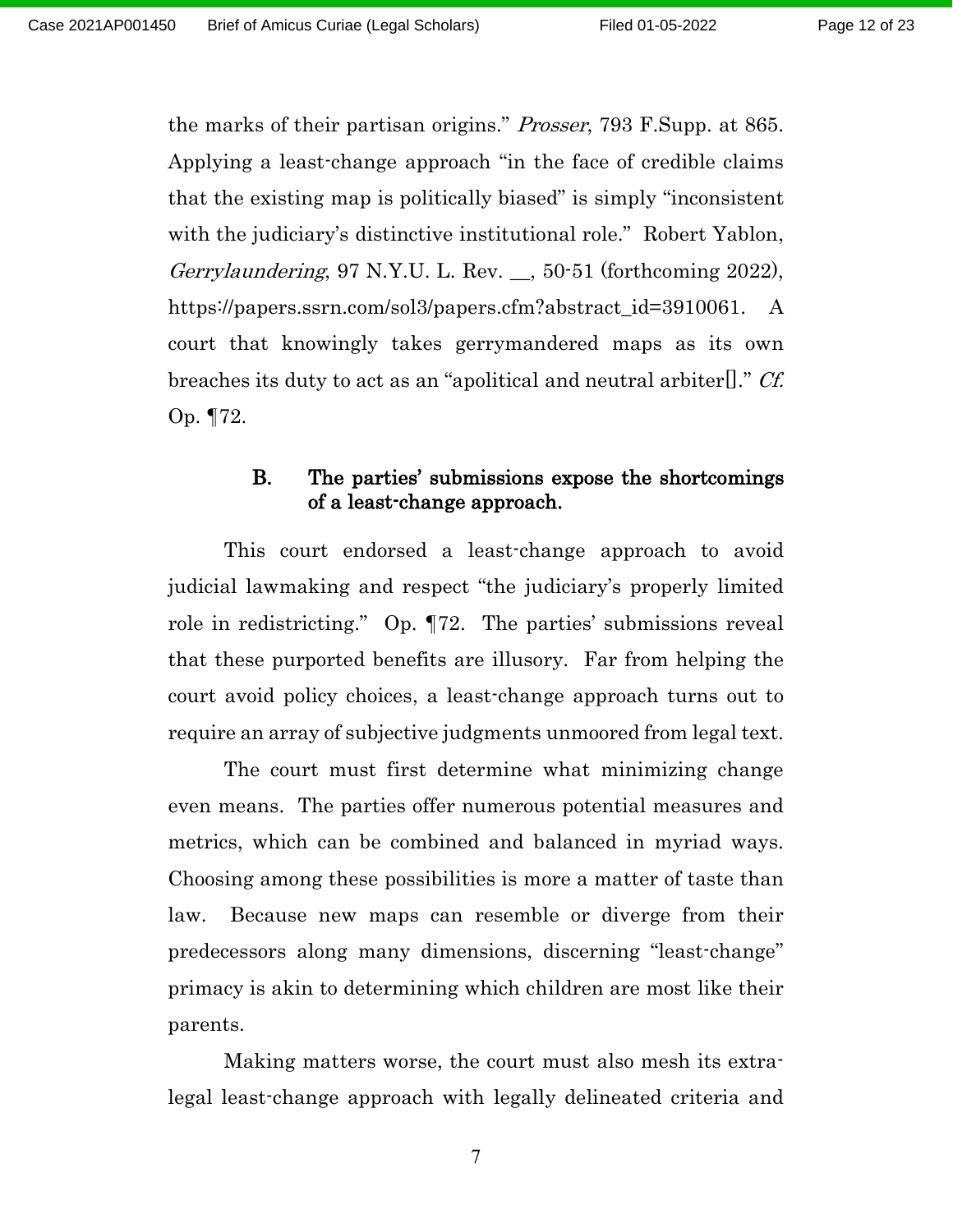the marks of their partisan origins." *Prosser*, 793 F.Supp. at 865. Applying a least-change approach "in the face of credible claims that the existing map is politically biased" is simply "inconsistent with the judiciary's distinctive institutional role." Robert Yablon, *Gerrylaundering*, 97 N.Y.U. L. Rev. __, 50-51 (forthcoming 2022), https://papers.ssrn.com/sol3/papers.cfm?abstract_id=3910061. A court that knowingly takes gerrymandered maps as its own breaches its duty to act as an "apolitical and neutral arbiter[]." *Cf.* Op. ¶72.

### B. The parties' submissions expose the shortcomings of a least-change approach.

This court endorsed a least-change approach to avoid judicial lawmaking and respect "the judiciary's properly limited role in redistricting." Op. ¶72. The parties' submissions reveal that these purported benefits are illusory. Far from helping the court avoid policy choices, a least-change approach turns out to require an array of subjective judgments unmoored from legal text.

The court must first determine what minimizing change even means. The parties offer numerous potential measures and metrics, which can be combined and balanced in myriad ways. Choosing among these possibilities is more a matter of taste than law. Because new maps can resemble or diverge from their predecessors along many dimensions, discerning "least-change" primacy is akin to determining which children are most like their parents.

Making matters worse, the court must also mesh its extra-legal least-change approach with legally delineated criteria and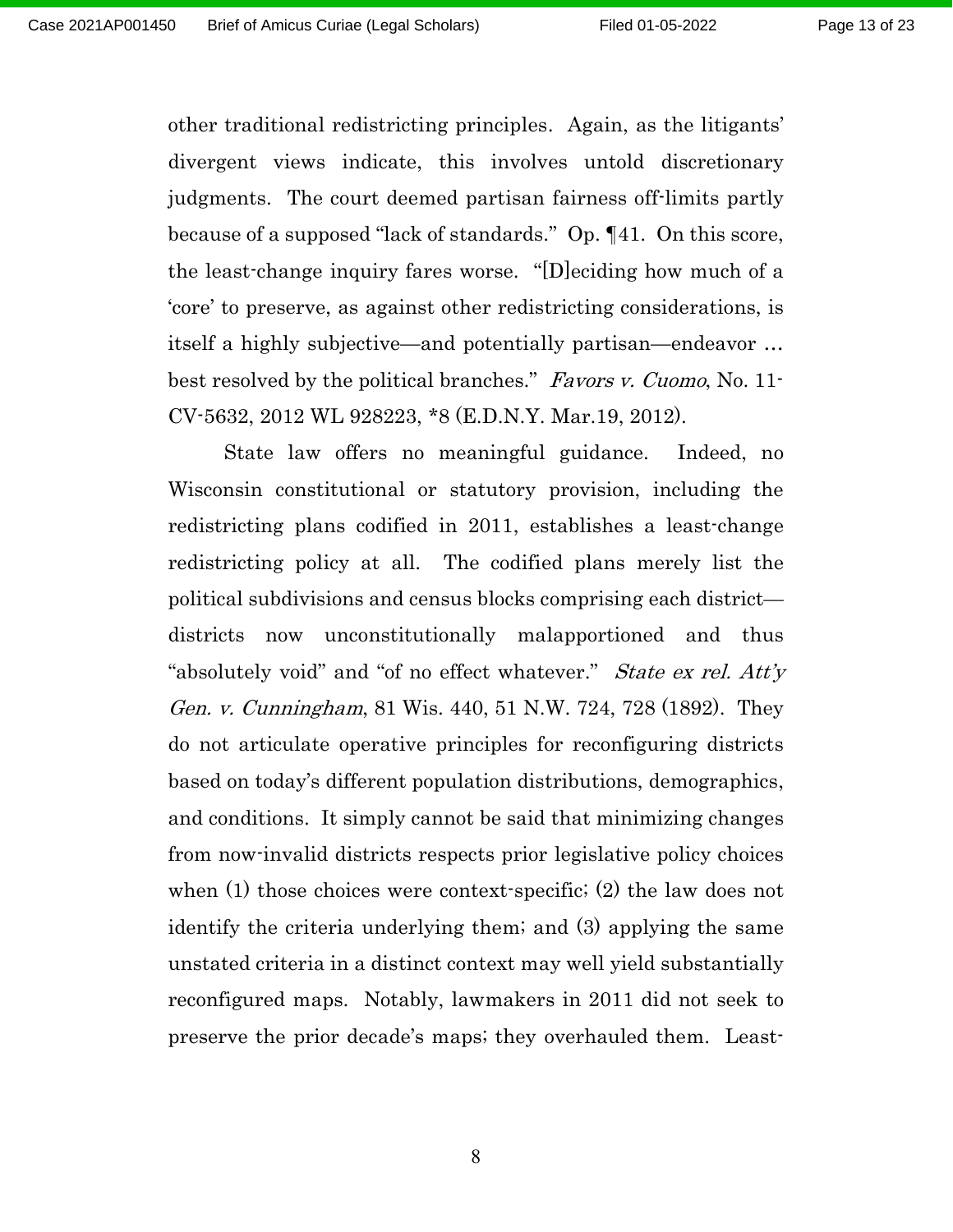other traditional redistricting principles. Again, as the litigants' divergent views indicate, this involves untold discretionary judgments. The court deemed partisan fairness off-limits partly because of a supposed "lack of standards." Op. ¶41. On this score, the least-change inquiry fares worse. "[D]eciding how much of a 'core' to preserve, as against other redistricting considerations, is itself a highly subjective—and potentially partisan—endeavor … best resolved by the political branches." *Favors v. Cuomo*, No. 11-CV-5632, 2012 WL 928223, *8 (E.D.N.Y. Mar.19, 2012).

State law offers no meaningful guidance. Indeed, no Wisconsin constitutional or statutory provision, including the redistricting plans codified in 2011, establishes a least-change redistricting policy at all. The codified plans merely list the political subdivisions and census blocks comprising each district—districts now unconstitutionally malapportioned and thus "absolutely void" and "of no effect whatever." *State ex rel. Att'y Gen. v. Cunningham*, 81 Wis. 440, 51 N.W. 724, 728 (1892). They do not articulate operative principles for reconfiguring districts based on today's different population distributions, demographics, and conditions. It simply cannot be said that minimizing changes from now-invalid districts respects prior legislative policy choices when (1) those choices were context-specific; (2) the law does not identify the criteria underlying them; and (3) applying the same unstated criteria in a distinct context may well yield substantially reconfigured maps. Notably, lawmakers in 2011 did not seek to preserve the prior decade's maps; they overhauled them. Least-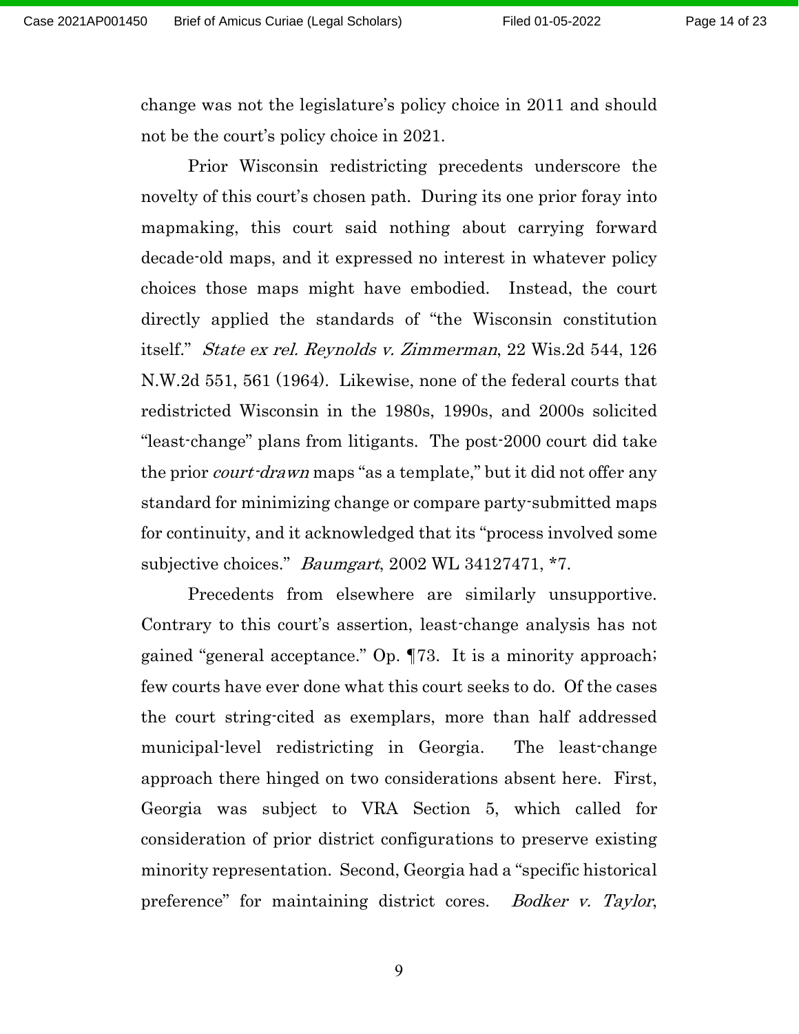change was not the legislature's policy choice in 2011 and should not be the court's policy choice in 2021.

Prior Wisconsin redistricting precedents underscore the novelty of this court's chosen path. During its one prior foray into mapmaking, this court said nothing about carrying forward decade-old maps, and it expressed no interest in whatever policy choices those maps might have embodied. Instead, the court directly applied the standards of "the Wisconsin constitution itself." *State ex rel. Reynolds v. Zimmerman*, 22 Wis.2d 544, 126 N.W.2d 551, 561 (1964). Likewise, none of the federal courts that redistricted Wisconsin in the 1980s, 1990s, and 2000s solicited "least-change" plans from litigants. The post-2000 court did take the prior *court-drawn* maps "as a template," but it did not offer any standard for minimizing change or compare party-submitted maps for continuity, and it acknowledged that its "process involved some subjective choices." *Baumgart*, 2002 WL 34127471, *7.

Precedents from elsewhere are similarly unsupportive. Contrary to this court's assertion, least-change analysis has not gained "general acceptance." Op. ¶73. It is a minority approach; few courts have ever done what this court seeks to do. Of the cases the court string-cited as exemplars, more than half addressed municipal-level redistricting in Georgia. The least-change approach there hinged on two considerations absent here. First, Georgia was subject to VRA Section 5, which called for consideration of prior district configurations to preserve existing minority representation. Second, Georgia had a "specific historical preference" for maintaining district cores. *Bodker v. Taylor*,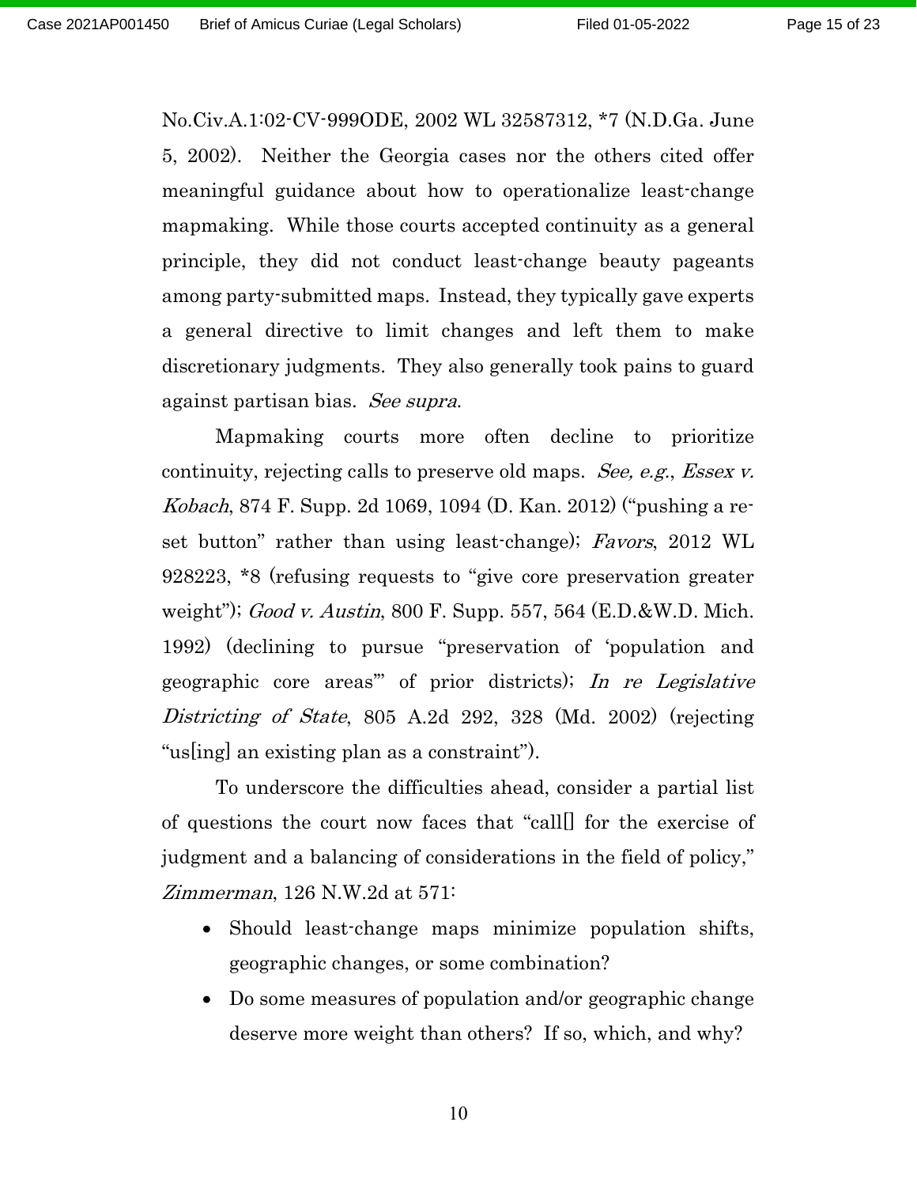No.Civ.A.1:02-CV-999ODE, 2002 WL 32587312, *7 (N.D.Ga. June 5, 2002). Neither the Georgia cases nor the others cited offer meaningful guidance about how to operationalize least-change mapmaking. While those courts accepted continuity as a general principle, they did not conduct least-change beauty pageants among party-submitted maps. Instead, they typically gave experts a general directive to limit changes and left them to make discretionary judgments. They also generally took pains to guard against partisan bias. *See supra*.

Mapmaking courts more often decline to prioritize continuity, rejecting calls to preserve old maps. *See, e.g.*, *Essex v. Kobach*, 874 F. Supp. 2d 1069, 1094 (D. Kan. 2012) ("pushing a reset button" rather than using least-change); *Favors*, 2012 WL 928223, *8 (refusing requests to "give core preservation greater weight"); *Good v. Austin*, 800 F. Supp. 557, 564 (E.D.&W.D. Mich. 1992) (declining to pursue "preservation of 'population and geographic core areas'" of prior districts); *In re Legislative Districting of State*, 805 A.2d 292, 328 (Md. 2002) (rejecting "us[ing] an existing plan as a constraint").

To underscore the difficulties ahead, consider a partial list of questions the court now faces that "call[] for the exercise of judgment and a balancing of considerations in the field of policy," *Zimmerman*, 126 N.W.2d at 571:

- Should least-change maps minimize population shifts, geographic changes, or some combination?
- Do some measures of population and/or geographic change deserve more weight than others? If so, which, and why?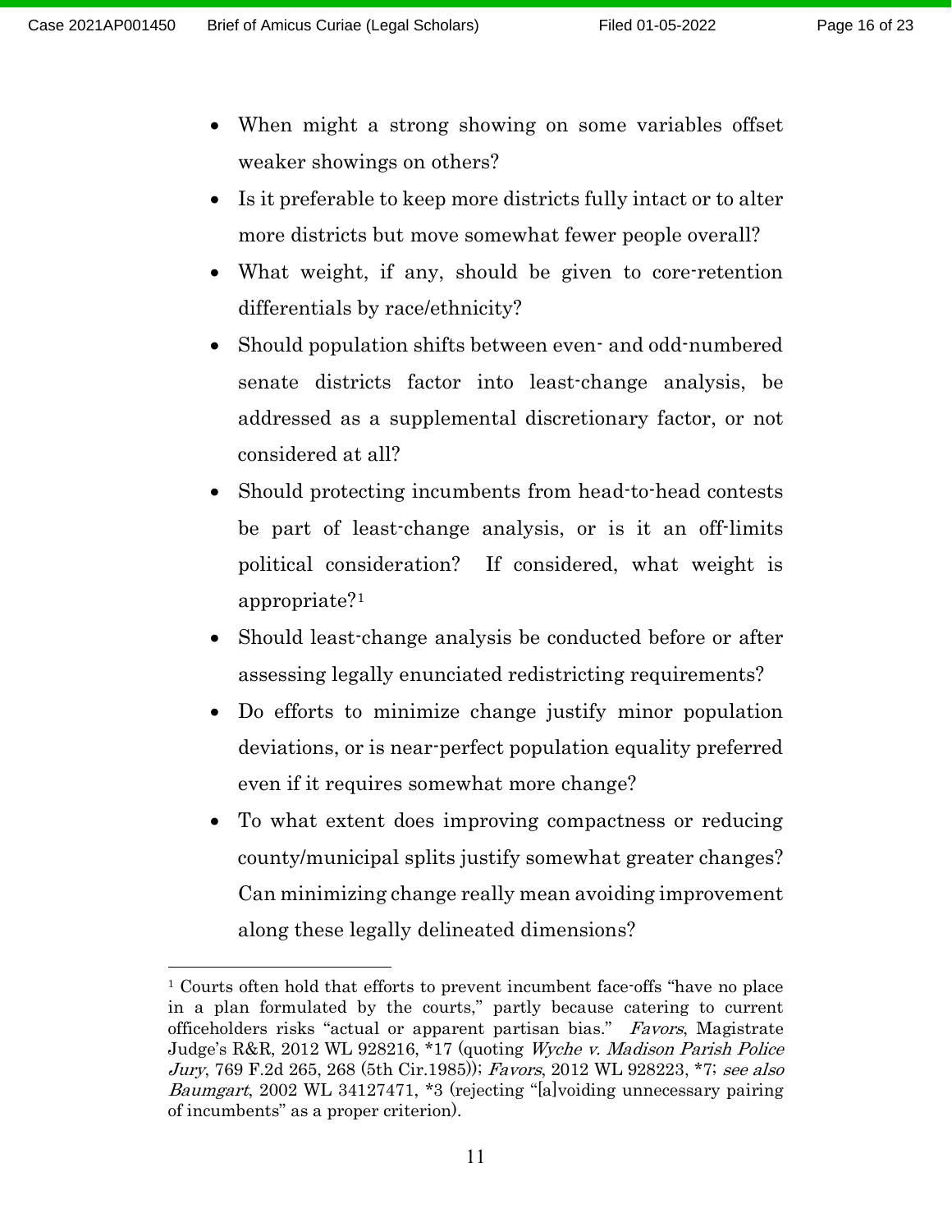- When might a strong showing on some variables offset weaker showings on others?
- Is it preferable to keep more districts fully intact or to alter more districts but move somewhat fewer people overall?
- What weight, if any, should be given to core-retention differentials by race/ethnicity?
- Should population shifts between even- and odd-numbered senate districts factor into least-change analysis, be addressed as a supplemental discretionary factor, or not considered at all?
- Should protecting incumbents from head-to-head contests be part of least-change analysis, or is it an off-limits political consideration? If considered, what weight is appropriate?[1]
- Should least-change analysis be conducted before or after assessing legally enunciated redistricting requirements?
- Do efforts to minimize change justify minor population deviations, or is near-perfect population equality preferred even if it requires somewhat more change?
- To what extent does improving compactness or reducing county/municipal splits justify somewhat greater changes? Can minimizing change really mean avoiding improvement along these legally delineated dimensions?

---

[1] Courts often hold that efforts to prevent incumbent face-offs "have no place in a plan formulated by the courts," partly because catering to current officeholders risks "actual or apparent partisan bias." *Favors*, Magistrate Judge's R&R, 2012 WL 928216, *17 (quoting *Wyche v. Madison Parish Police Jury*, 769 F.2d 265, 268 (5th Cir.1985)); *Favors*, 2012 WL 928223, *7; *see also Baumgart*, 2002 WL 34127471, *3 (rejecting "[a]voiding unnecessary pairing of incumbents" as a proper criterion).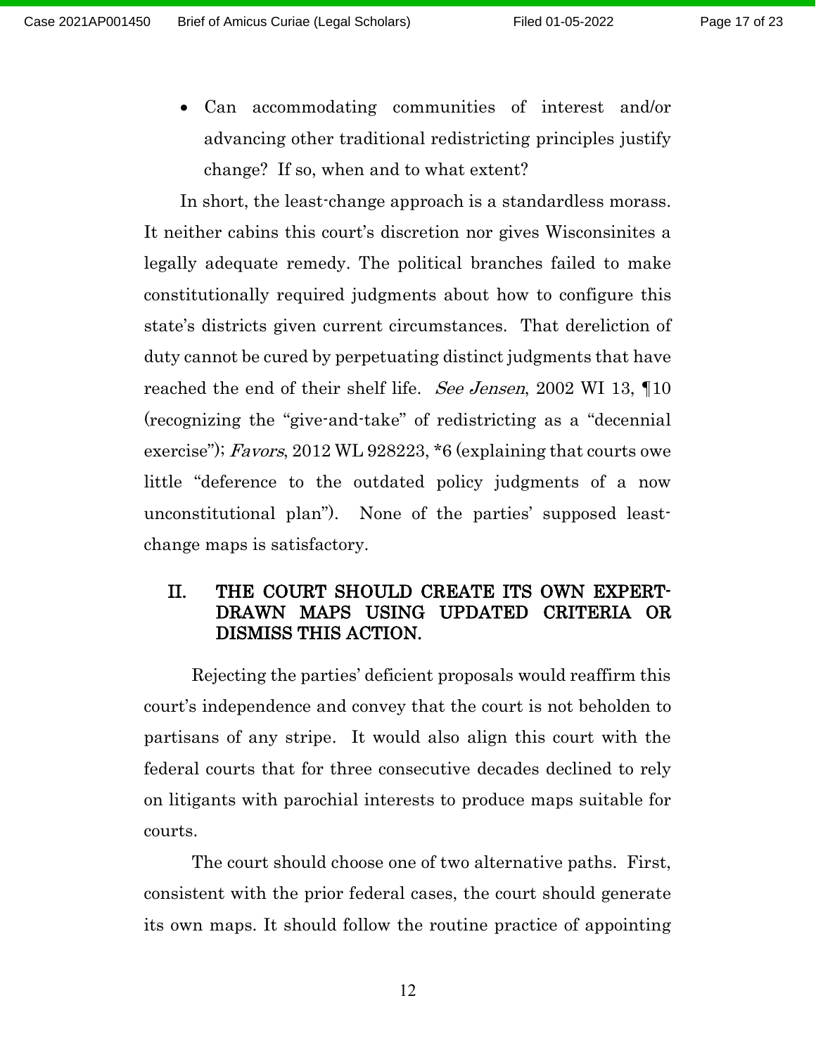- Can accommodating communities of interest and/or advancing other traditional redistricting principles justify change? If so, when and to what extent?

In short, the least-change approach is a standardless morass. It neither cabins this court's discretion nor gives Wisconsinites a legally adequate remedy. The political branches failed to make constitutionally required judgments about how to configure this state's districts given current circumstances. That dereliction of duty cannot be cured by perpetuating distinct judgments that have reached the end of their shelf life. *See Jensen*, 2002 WI 13, ¶10 (recognizing the "give-and-take" of redistricting as a "decennial exercise"); *Favors*, 2012 WL 928223, *6 (explaining that courts owe little "deference to the outdated policy judgments of a now unconstitutional plan"). None of the parties' supposed least-change maps is satisfactory.

## II. THE COURT SHOULD CREATE ITS OWN EXPERT-DRAWN MAPS USING UPDATED CRITERIA OR DISMISS THIS ACTION.

Rejecting the parties' deficient proposals would reaffirm this court's independence and convey that the court is not beholden to partisans of any stripe. It would also align this court with the federal courts that for three consecutive decades declined to rely on litigants with parochial interests to produce maps suitable for courts.

The court should choose one of two alternative paths. First, consistent with the prior federal cases, the court should generate its own maps. It should follow the routine practice of appointing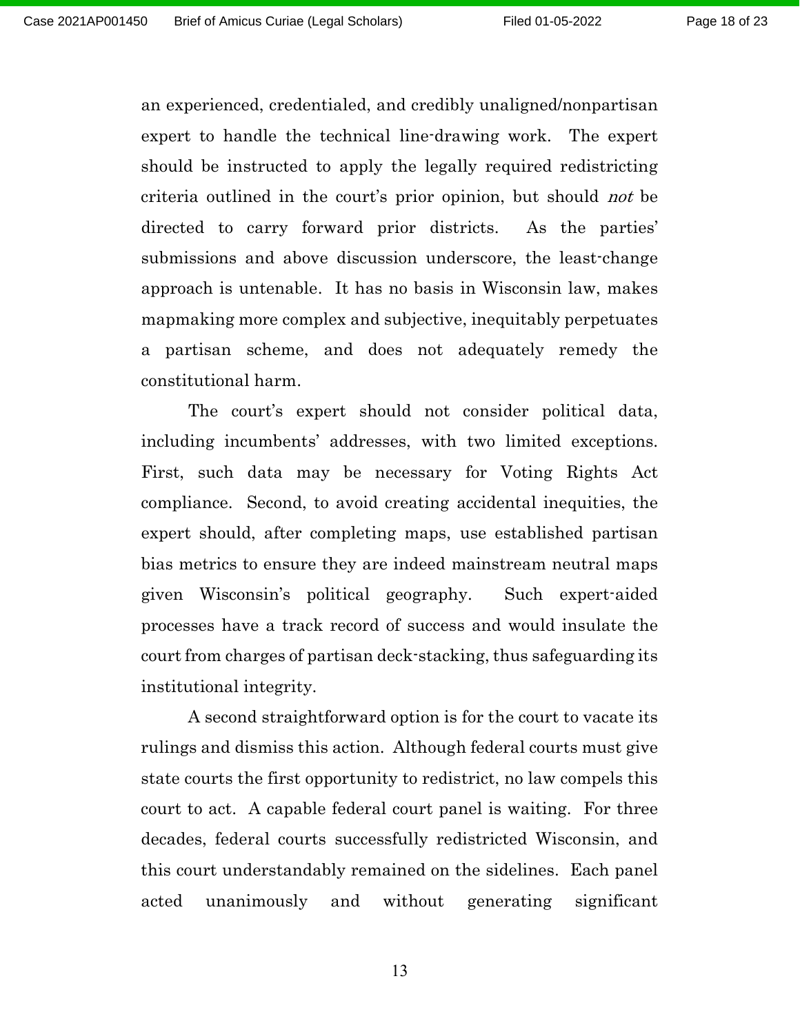an experienced, credentialed, and credibly unaligned/nonpartisan expert to handle the technical line-drawing work. The expert should be instructed to apply the legally required redistricting criteria outlined in the court's prior opinion, but should *not* be directed to carry forward prior districts. As the parties' submissions and above discussion underscore, the least-change approach is untenable. It has no basis in Wisconsin law, makes mapmaking more complex and subjective, inequitably perpetuates a partisan scheme, and does not adequately remedy the constitutional harm.

The court's expert should not consider political data, including incumbents' addresses, with two limited exceptions. First, such data may be necessary for Voting Rights Act compliance. Second, to avoid creating accidental inequities, the expert should, after completing maps, use established partisan bias metrics to ensure they are indeed mainstream neutral maps given Wisconsin's political geography. Such expert-aided processes have a track record of success and would insulate the court from charges of partisan deck-stacking, thus safeguarding its institutional integrity.

A second straightforward option is for the court to vacate its rulings and dismiss this action. Although federal courts must give state courts the first opportunity to redistrict, no law compels this court to act. A capable federal court panel is waiting. For three decades, federal courts successfully redistricted Wisconsin, and this court understandably remained on the sidelines. Each panel acted unanimously and without generating significant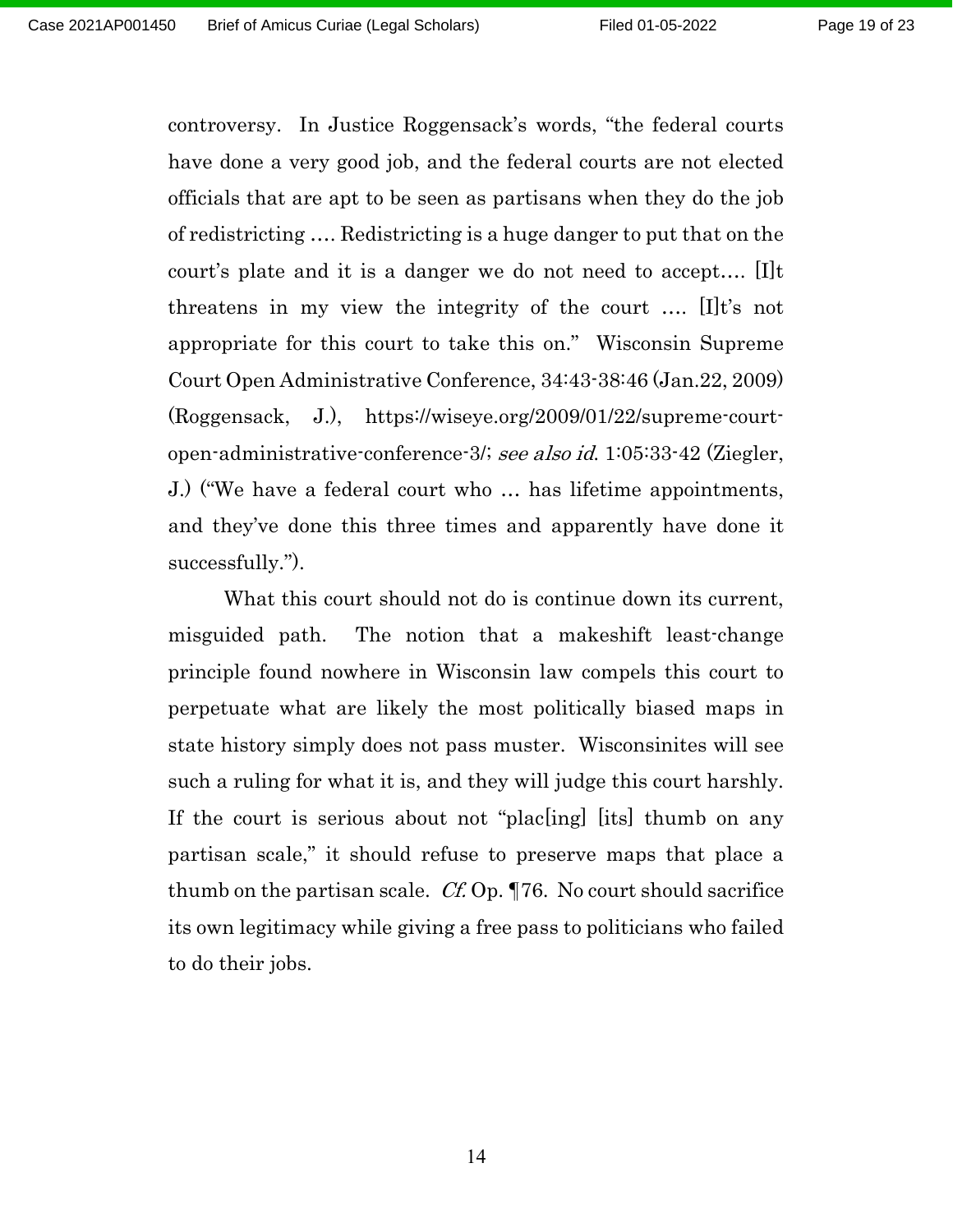controversy. In Justice Roggensack's words, "the federal courts have done a very good job, and the federal courts are not elected officials that are apt to be seen as partisans when they do the job of redistricting …. Redistricting is a huge danger to put that on the court's plate and it is a danger we do not need to accept…. [I]t threatens in my view the integrity of the court …. [I]t's not appropriate for this court to take this on." Wisconsin Supreme Court Open Administrative Conference, 34:43-38:46 (Jan.22, 2009) (Roggensack, J.), https://wiseye.org/2009/01/22/supreme-court-open-administrative-conference-3/; *see also id.* 1:05:33-42 (Ziegler, J.) ("We have a federal court who … has lifetime appointments, and they've done this three times and apparently have done it successfully.").

What this court should not do is continue down its current, misguided path. The notion that a makeshift least-change principle found nowhere in Wisconsin law compels this court to perpetuate what are likely the most politically biased maps in state history simply does not pass muster. Wisconsinites will see such a ruling for what it is, and they will judge this court harshly. If the court is serious about not "plac[ing] [its] thumb on any partisan scale," it should refuse to preserve maps that place a thumb on the partisan scale. *Cf.* Op. ¶76. No court should sacrifice its own legitimacy while giving a free pass to politicians who failed to do their jobs.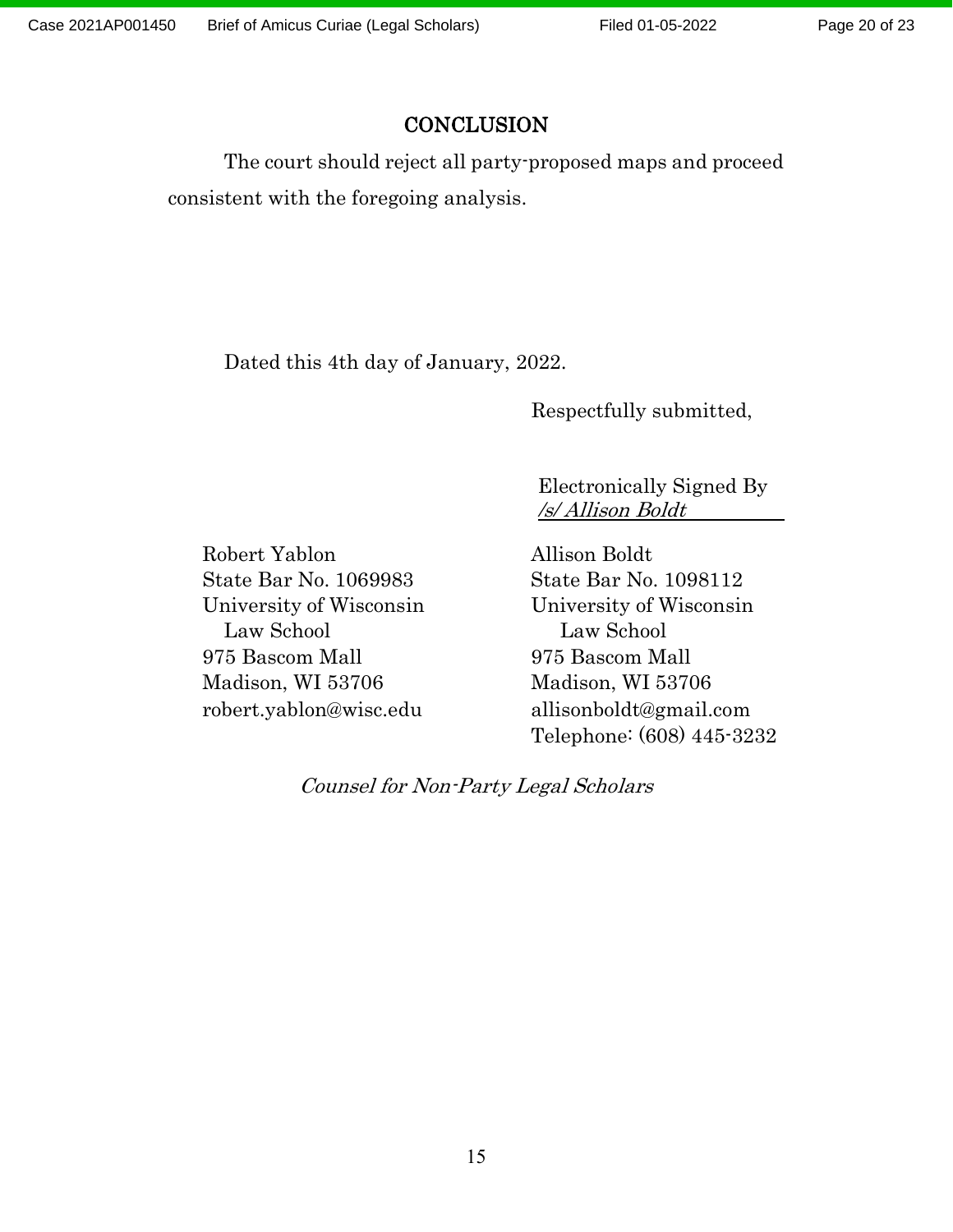# CONCLUSION

The court should reject all party-proposed maps and proceed consistent with the foregoing analysis.

Dated this 4th day of January, 2022.

Respectfully submitted,

Electronically Signed By
*/s/ Allison Boldt*

Robert Yablon
State Bar No. 1069983
University of Wisconsin
Law School
975 Bascom Mall
Madison, WI 53706
robert.yablon@wisc.edu

Allison Boldt
State Bar No. 1098112
University of Wisconsin
Law School
975 Bascom Mall
Madison, WI 53706
allisonboldt@gmail.com
Telephone: (608) 445-3232

*Counsel for Non-Party Legal Scholars*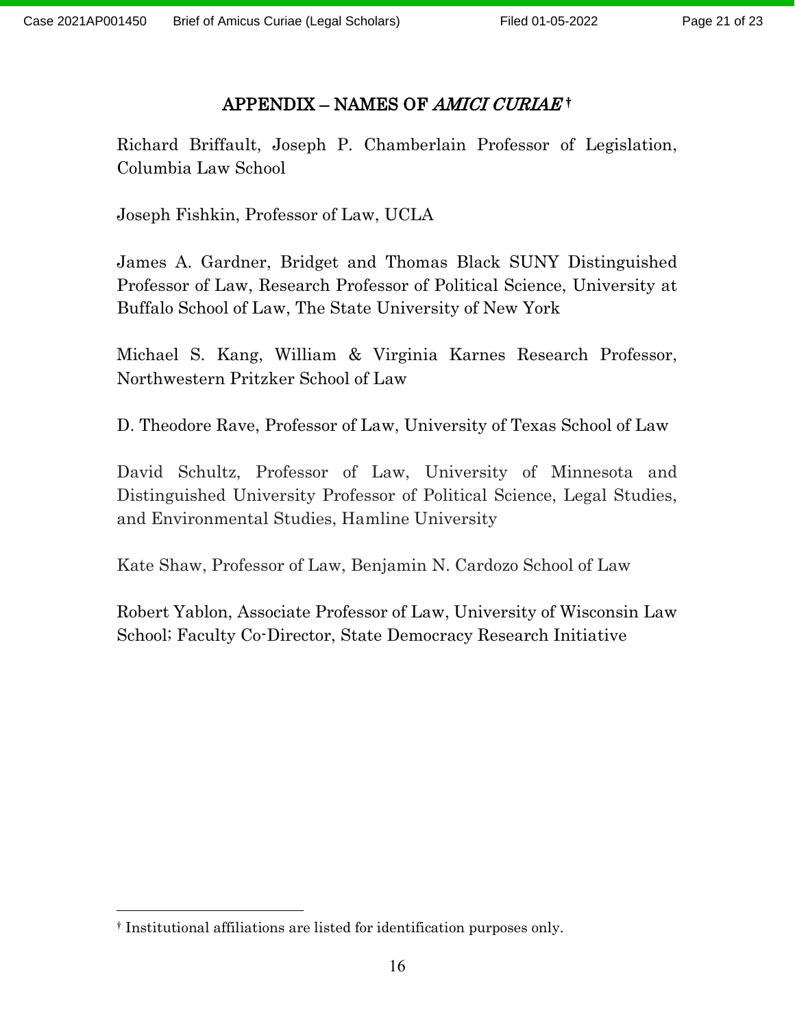# APPENDIX – NAMES OF *AMICI CURIAE* [†]

Richard Briffault, Joseph P. Chamberlain Professor of Legislation, Columbia Law School

Joseph Fishkin, Professor of Law, UCLA

James A. Gardner, Bridget and Thomas Black SUNY Distinguished Professor of Law, Research Professor of Political Science, University at Buffalo School of Law, The State University of New York

Michael S. Kang, William & Virginia Karnes Research Professor, Northwestern Pritzker School of Law

D. Theodore Rave, Professor of Law, University of Texas School of Law

David Schultz, Professor of Law, University of Minnesota and Distinguished University Professor of Political Science, Legal Studies, and Environmental Studies, Hamline University

Kate Shaw, Professor of Law, Benjamin N. Cardozo School of Law

Robert Yablon, Associate Professor of Law, University of Wisconsin Law School; Faculty Co-Director, State Democracy Research Initiative

---

[†] Institutional affiliations are listed for identification purposes only.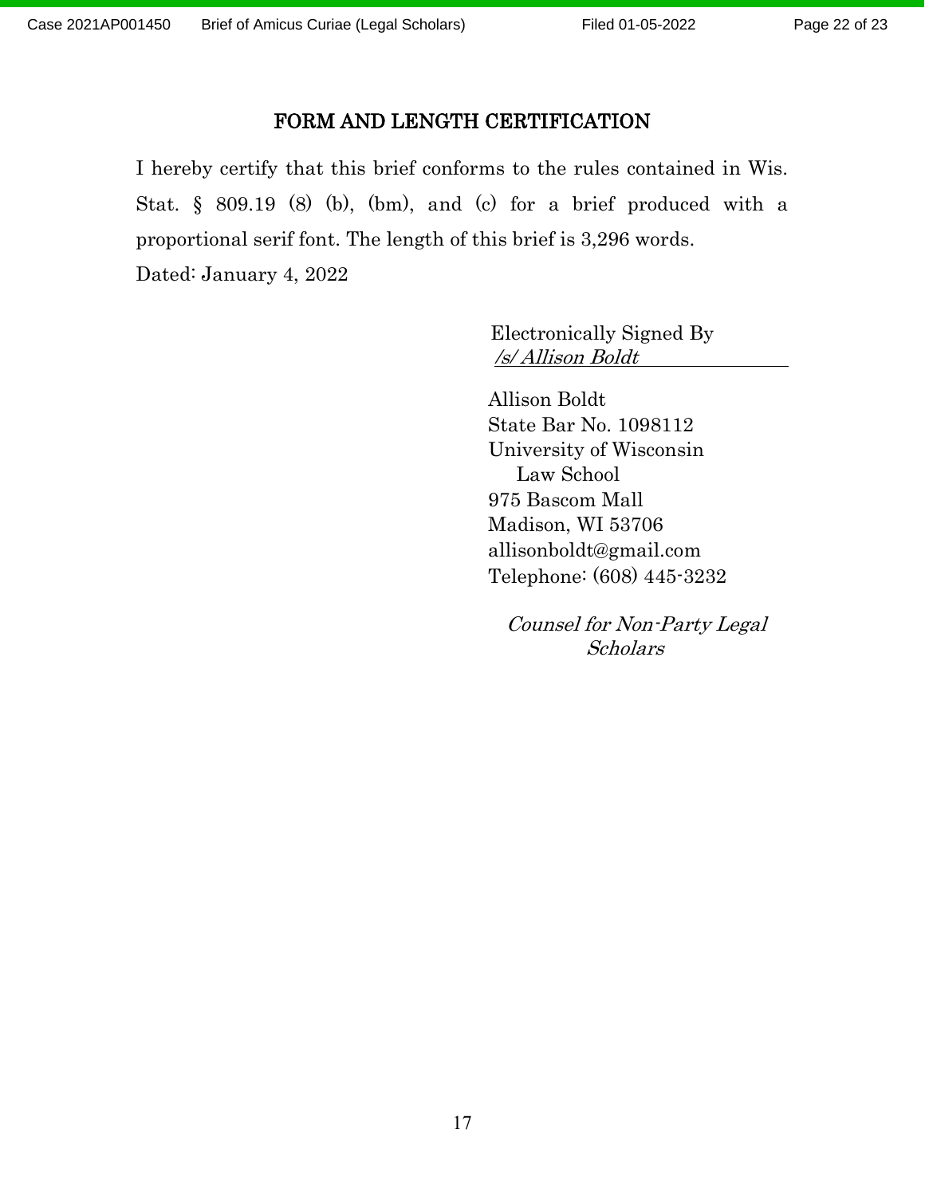## FORM AND LENGTH CERTIFICATION

I hereby certify that this brief conforms to the rules contained in Wis. Stat. § 809.19 (8) (b), (bm), and (c) for a brief produced with a proportional serif font. The length of this brief is 3,296 words.

Dated: January 4, 2022

Electronically Signed By
*/s/ Allison Boldt*

Allison Boldt
State Bar No. 1098112
University of Wisconsin
Law School
975 Bascom Mall
Madison, WI 53706
allisonboldt@gmail.com
Telephone: (608) 445-3232

*Counsel for Non-Party Legal Scholars*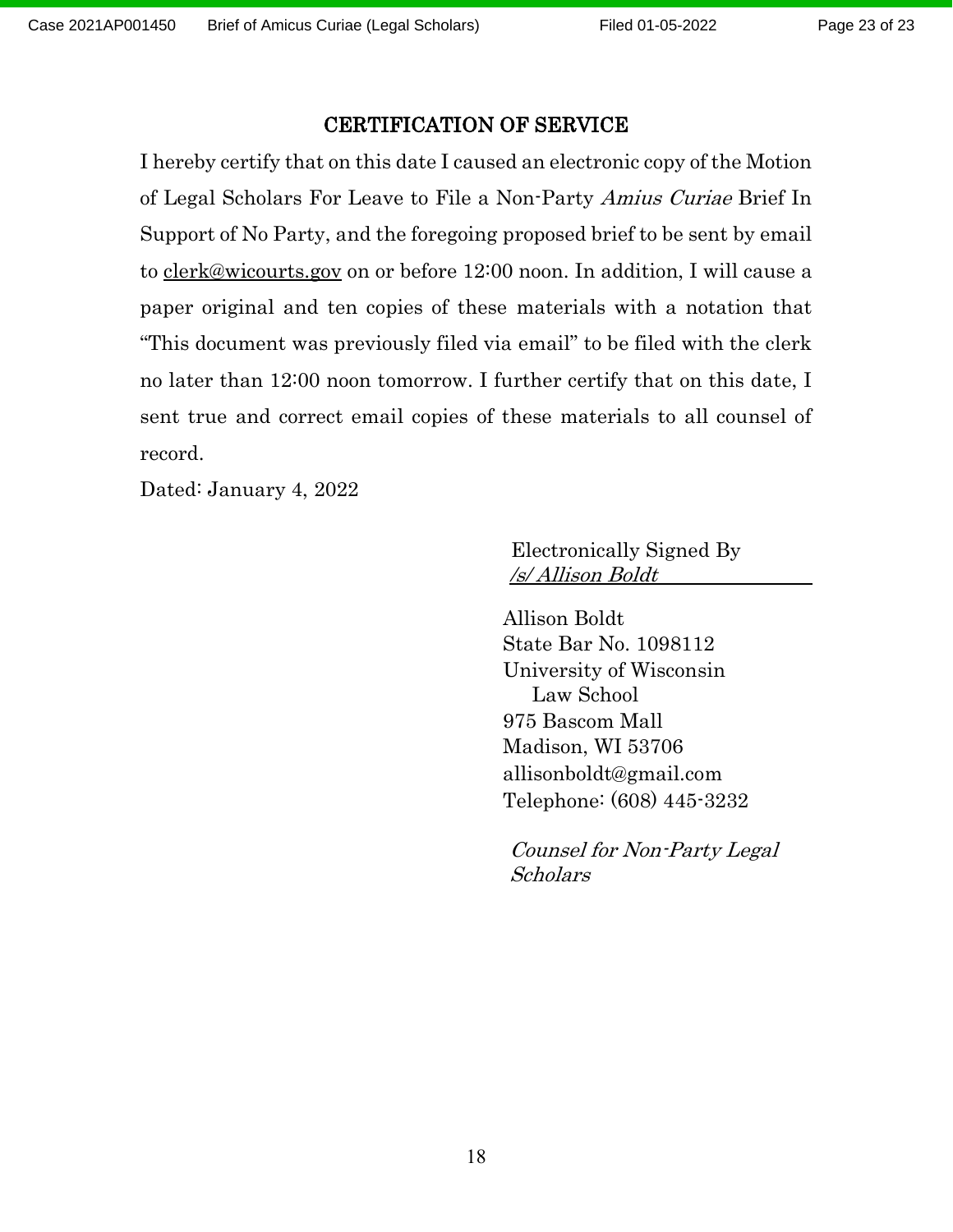## CERTIFICATION OF SERVICE

I hereby certify that on this date I caused an electronic copy of the Motion of Legal Scholars For Leave to File a Non-Party *Amius Curiae* Brief In Support of No Party, and the foregoing proposed brief to be sent by email to clerk@wicourts.gov on or before 12:00 noon. In addition, I will cause a paper original and ten copies of these materials with a notation that "This document was previously filed via email" to be filed with the clerk no later than 12:00 noon tomorrow. I further certify that on this date, I sent true and correct email copies of these materials to all counsel of record.

Dated: January 4, 2022

Electronically Signed By
*/s/ Allison Boldt*

Allison Boldt
State Bar No. 1098112
University of Wisconsin
Law School
975 Bascom Mall
Madison, WI 53706
allisonboldt@gmail.com
Telephone: (608) 445-3232

*Counsel for Non-Party Legal Scholars*